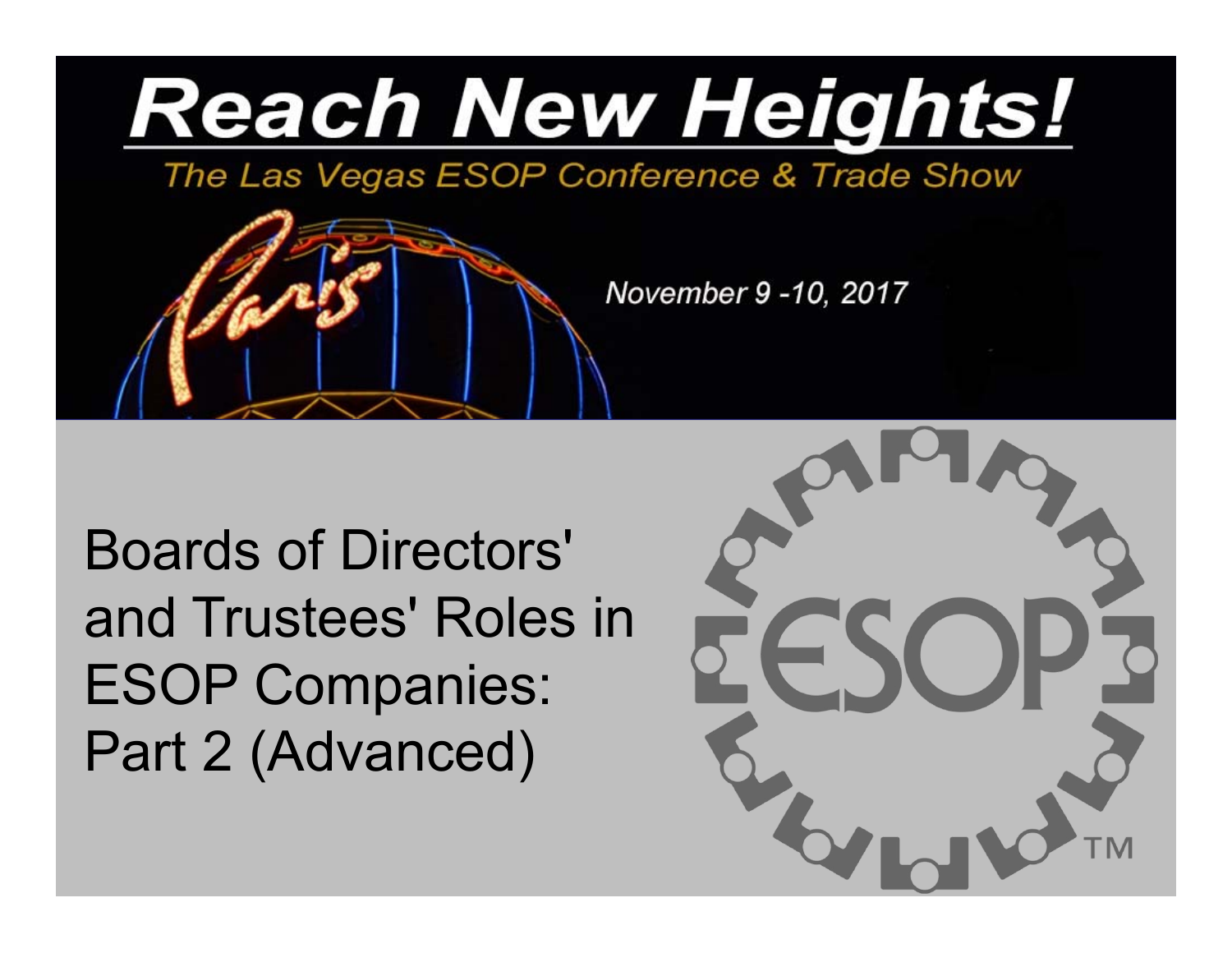# Reach New Heights!

The Las Vegas ESOP Conference & Trade Show

November 9 -10, 2017

## Boards of Directors' and Trustees' Roles in ESOP Companies: Part 2 (Advanced)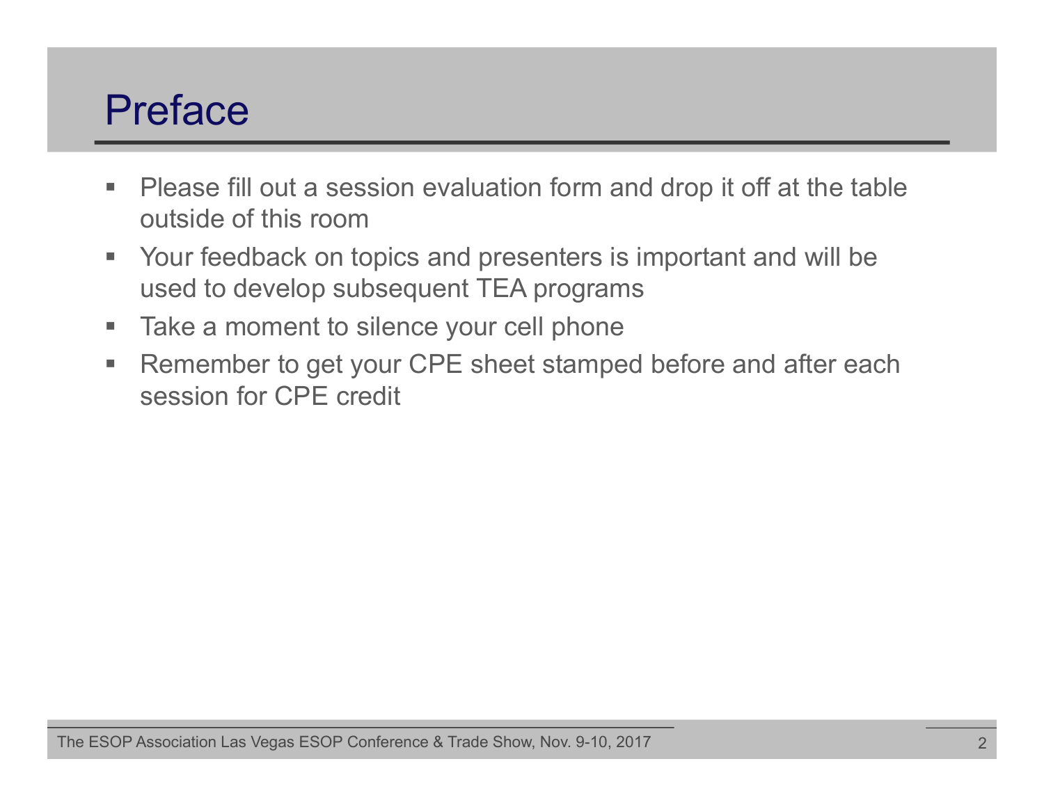# Preface

- Please fill out a session evaluation form and drop it off at the table outside of this room
- Your feedback on topics and presenters is important and will be used to develop subsequent TEA programs
- Take a moment to silence your cell phone
- Remember to get your CPE sheet stamped before and after each session for CPE credit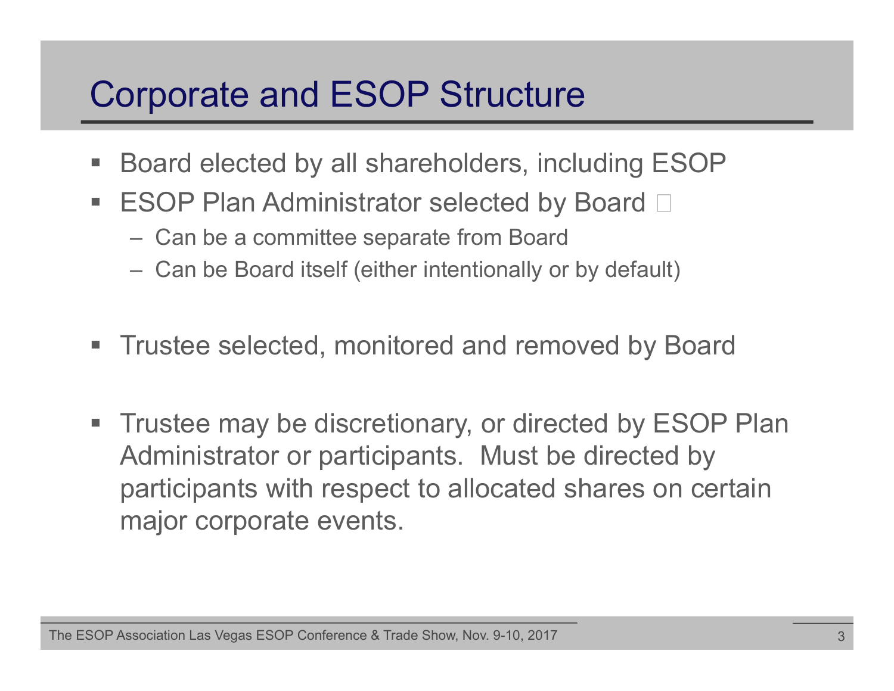# Corporate and ESOP Structure

- Board elected by all shareholders, including ESOP
- ESOP Plan Administrator selected by Board 
  - Can be a committee separate from Board
  - Can be Board itself (either intentionally or by default)
- Trustee selected, monitored and removed by Board
- Trustee may be discretionary, or directed by ESOP Plan Administrator or participants. Must be directed by participants with respect to allocated shares on certain major corporate events.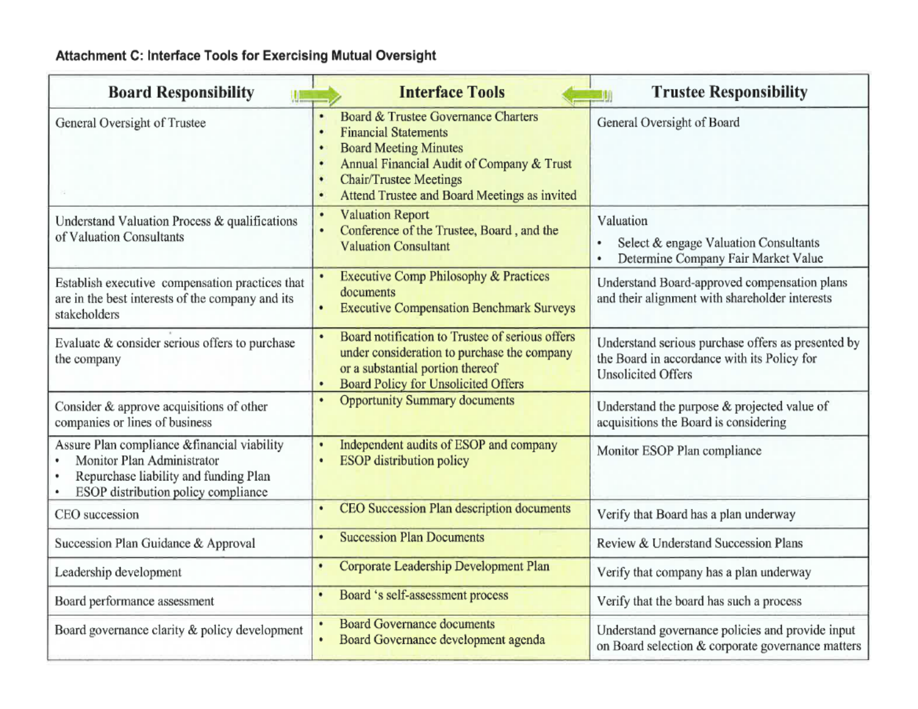**Attachment C: Interface Tools for Exercising Mutual Oversight**

| Board Responsibility | Interface Tools | Trustee Responsibility |
|---|---|---|
| General Oversight of Trustee | • Board & Trustee Governance Charters<br>• Financial Statements<br>• Board Meeting Minutes<br>• Annual Financial Audit of Company & Trust<br>• Chair/Trustee Meetings<br>• Attend Trustee and Board Meetings as invited | General Oversight of Board |
| Understand Valuation Process & qualifications of Valuation Consultants | • Valuation Report<br>• Conference of the Trustee, Board , and the Valuation Consultant | Valuation<br>• Select & engage Valuation Consultants<br>• Determine Company Fair Market Value |
| Establish executive compensation practices that are in the best interests of the company and its stakeholders | • Executive Comp Philosophy & Practices documents<br>• Executive Compensation Benchmark Surveys | Understand Board-approved compensation plans and their alignment with shareholder interests |
| Evaluate & consider serious offers to purchase the company | • Board notification to Trustee of serious offers under consideration to purchase the company or a substantial portion thereof<br>• Board Policy for Unsolicited Offers | Understand serious purchase offers as presented by the Board in accordance with its Policy for Unsolicited Offers |
| Consider & approve acquisitions of other companies or lines of business | • Opportunity Summary documents | Understand the purpose & projected value of acquisitions the Board is considering |
| Assure Plan compliance &financial viability<br>• Monitor Plan Administrator<br>• Repurchase liability and funding Plan<br>• ESOP distribution policy compliance | • Independent audits of ESOP and company<br>• ESOP distribution policy | Monitor ESOP Plan compliance |
| CEO succession | • CEO Succession Plan description documents | Verify that Board has a plan underway |
| Succession Plan Guidance & Approval | • Succession Plan Documents | Review & Understand Succession Plans |
| Leadership development | • Corporate Leadership Development Plan | Verify that company has a plan underway |
| Board performance assessment | • Board 's self-assessment process | Verify that the board has such a process |
| Board governance clarity & policy development | • Board Governance documents<br>• Board Governance development agenda | Understand governance policies and provide input on Board selection & corporate governance matters |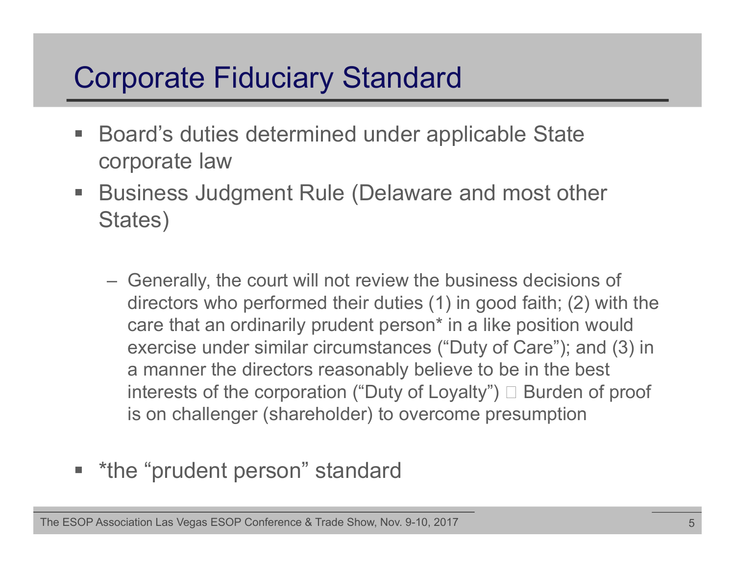# Corporate Fiduciary Standard

- Board's duties determined under applicable State corporate law
- Business Judgment Rule (Delaware and most other States)
  - Generally, the court will not review the business decisions of directors who performed their duties (1) in good faith; (2) with the care that an ordinarily prudent person* in a like position would exercise under similar circumstances ("Duty of Care"); and (3) in a manner the directors reasonably believe to be in the best interests of the corporation ("Duty of Loyalty")  Burden of proof is on challenger (shareholder) to overcome presumption
- *the "prudent person" standard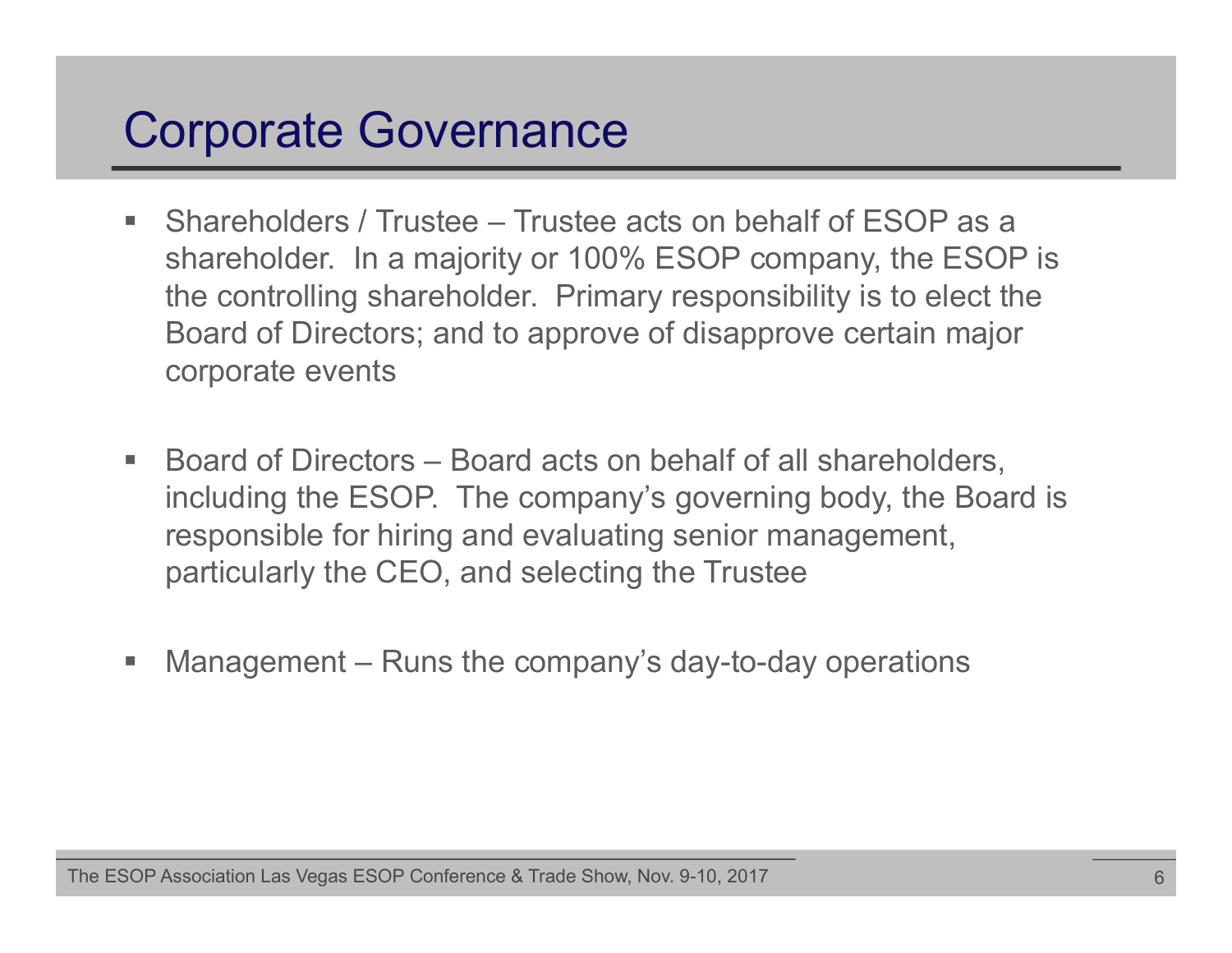# Corporate Governance

- Shareholders / Trustee – Trustee acts on behalf of ESOP as a shareholder. In a majority or 100% ESOP company, the ESOP is the controlling shareholder. Primary responsibility is to elect the Board of Directors; and to approve of disapprove certain major corporate events

- Board of Directors – Board acts on behalf of all shareholders, including the ESOP. The company's governing body, the Board is responsible for hiring and evaluating senior management, particularly the CEO, and selecting the Trustee

- Management – Runs the company's day-to-day operations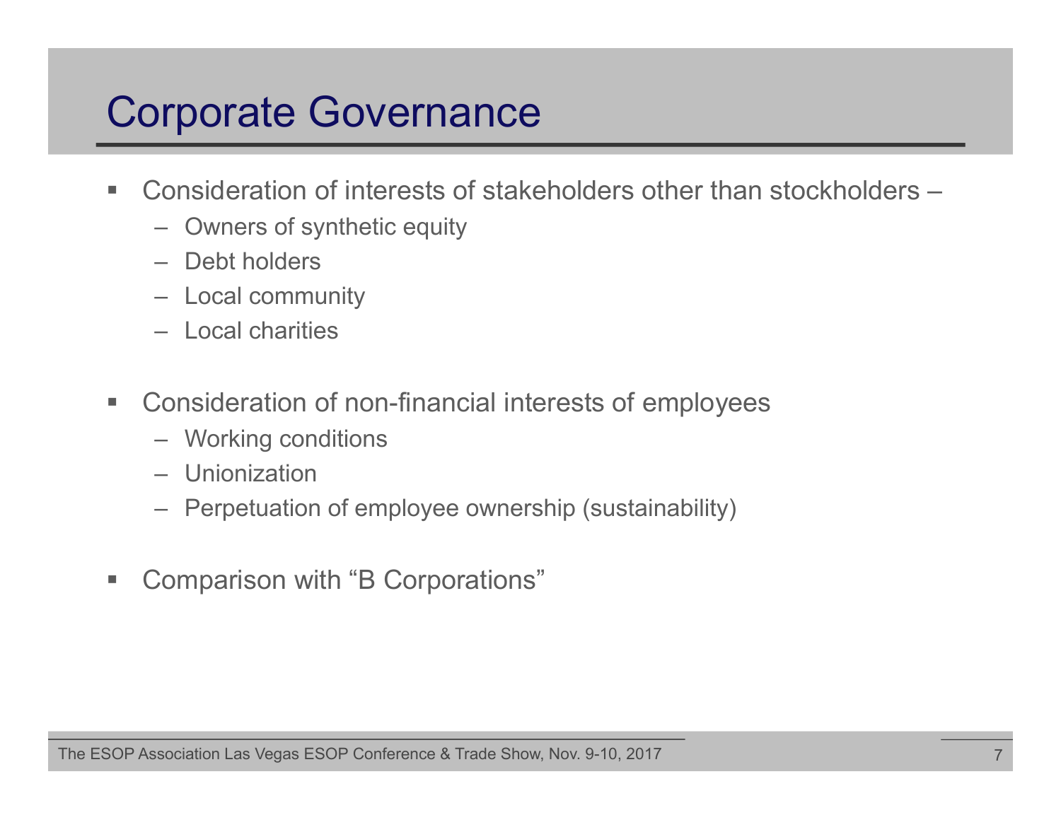# Corporate Governance

- Consideration of interests of stakeholders other than stockholders –
  - Owners of synthetic equity
  - Debt holders
  - Local community
  - Local charities

- Consideration of non-financial interests of employees
  - Working conditions
  - Unionization
  - Perpetuation of employee ownership (sustainability)

- Comparison with “B Corporations”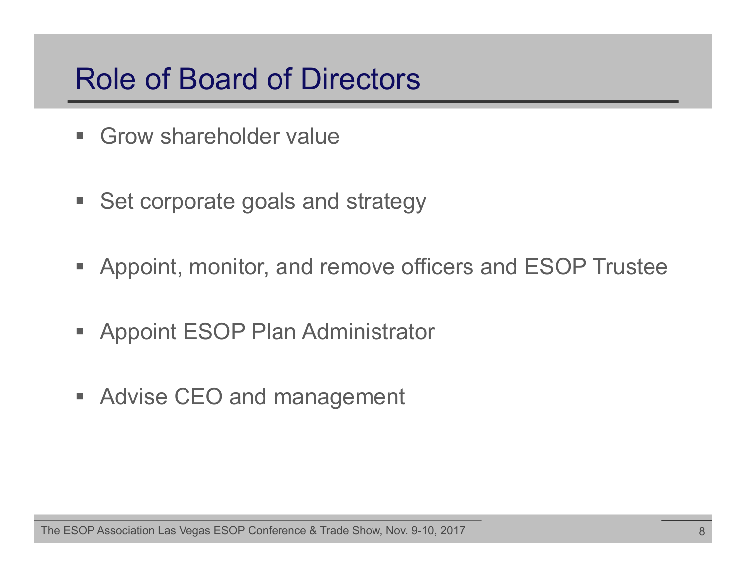# Role of Board of Directors

- Grow shareholder value
- Set corporate goals and strategy
- Appoint, monitor, and remove officers and ESOP Trustee
- Appoint ESOP Plan Administrator
- Advise CEO and management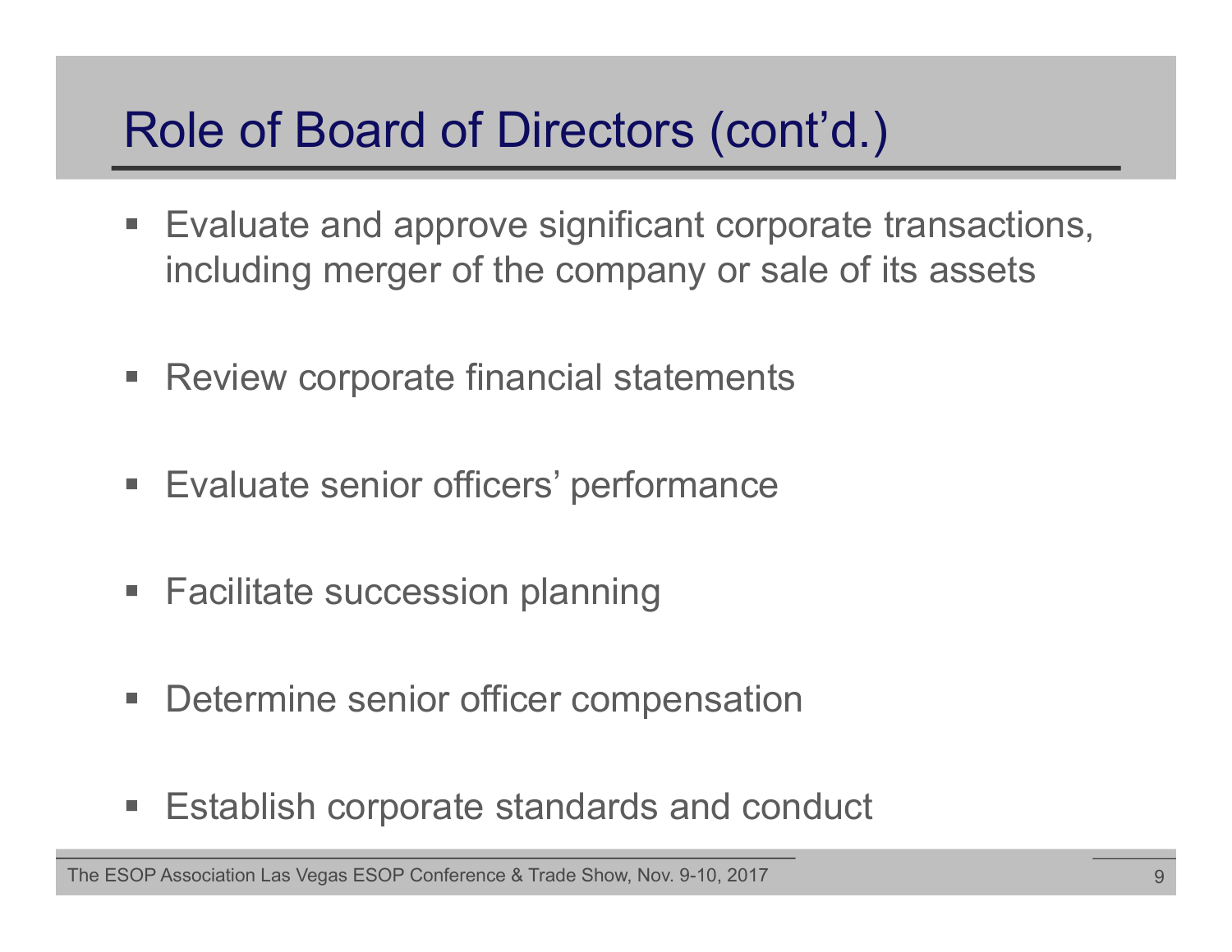# Role of Board of Directors (cont'd.)

- Evaluate and approve significant corporate transactions, including merger of the company or sale of its assets
- Review corporate financial statements
- Evaluate senior officers' performance
- Facilitate succession planning
- Determine senior officer compensation
- Establish corporate standards and conduct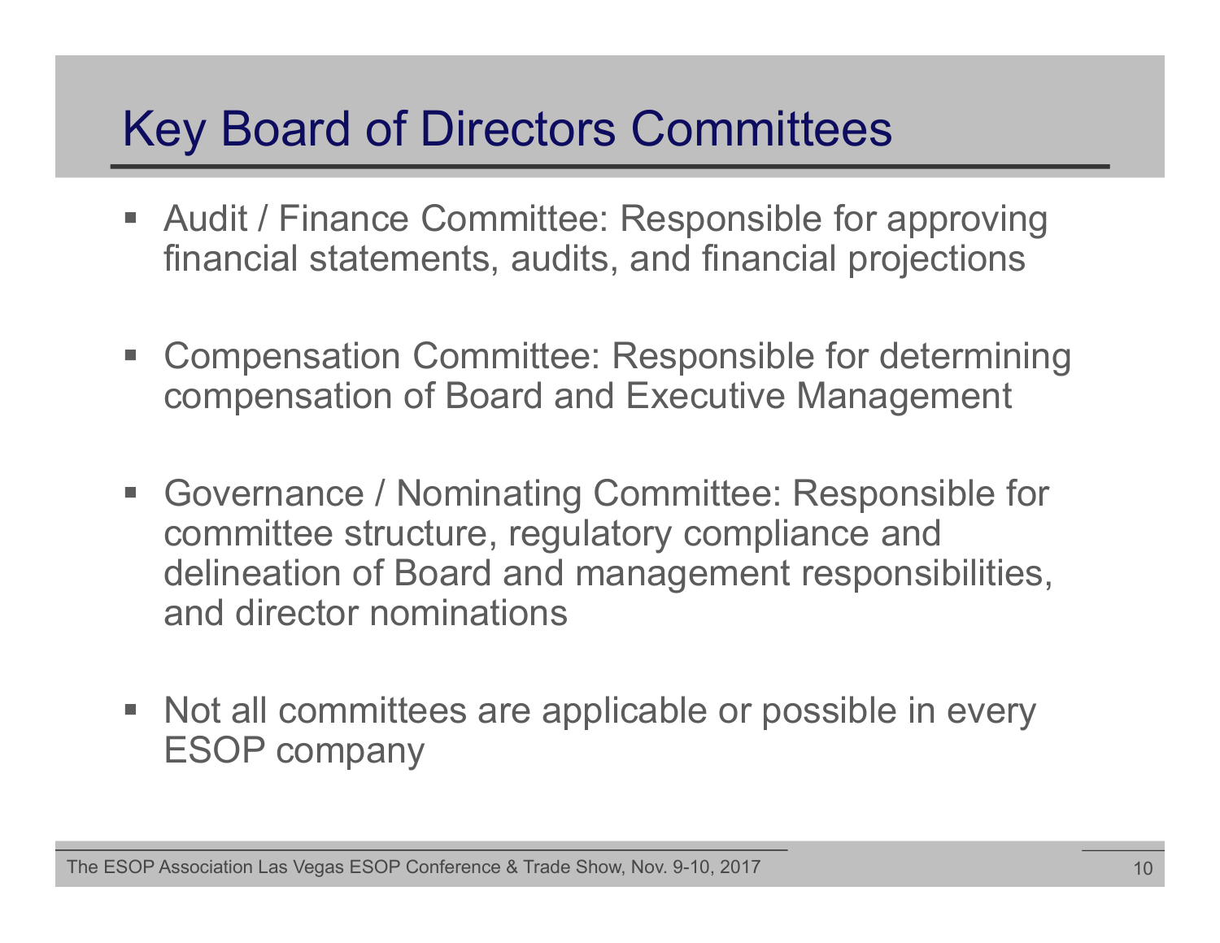# Key Board of Directors Committees

- Audit / Finance Committee: Responsible for approving financial statements, audits, and financial projections
- Compensation Committee: Responsible for determining compensation of Board and Executive Management
- Governance / Nominating Committee: Responsible for committee structure, regulatory compliance and delineation of Board and management responsibilities, and director nominations
- Not all committees are applicable or possible in every ESOP company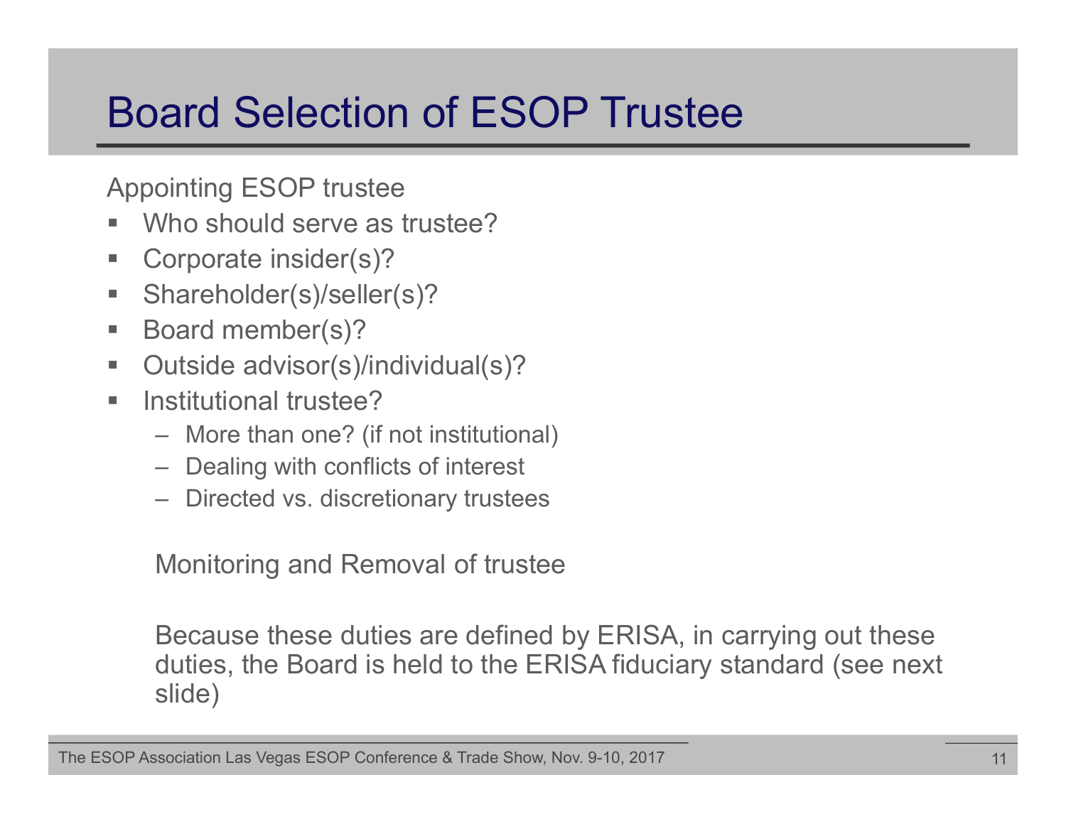# Board Selection of ESOP Trustee

Appointing ESOP trustee

- Who should serve as trustee?
- Corporate insider(s)?
- Shareholder(s)/seller(s)?
- Board member(s)?
- Outside advisor(s)/individual(s)?
- Institutional trustee?
  - More than one? (if not institutional)
  - Dealing with conflicts of interest
  - Directed vs. discretionary trustees

Monitoring and Removal of trustee

Because these duties are defined by ERISA, in carrying out these duties, the Board is held to the ERISA fiduciary standard (see next slide)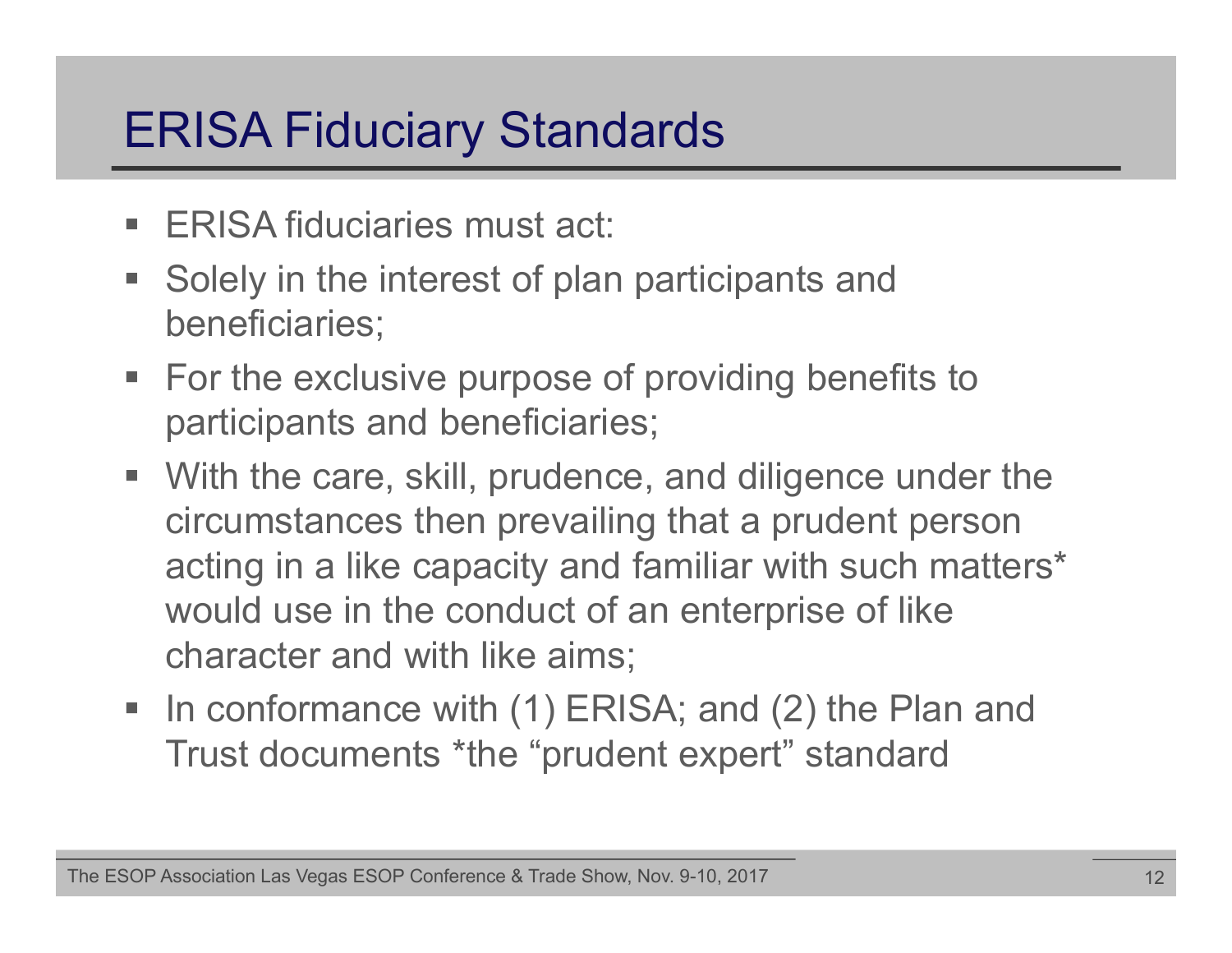# ERISA Fiduciary Standards

- ERISA fiduciaries must act:
- Solely in the interest of plan participants and beneficiaries;
- For the exclusive purpose of providing benefits to participants and beneficiaries;
- With the care, skill, prudence, and diligence under the circumstances then prevailing that a prudent person acting in a like capacity and familiar with such matters* would use in the conduct of an enterprise of like character and with like aims;
- In conformance with (1) ERISA; and (2) the Plan and Trust documents *the "prudent expert" standard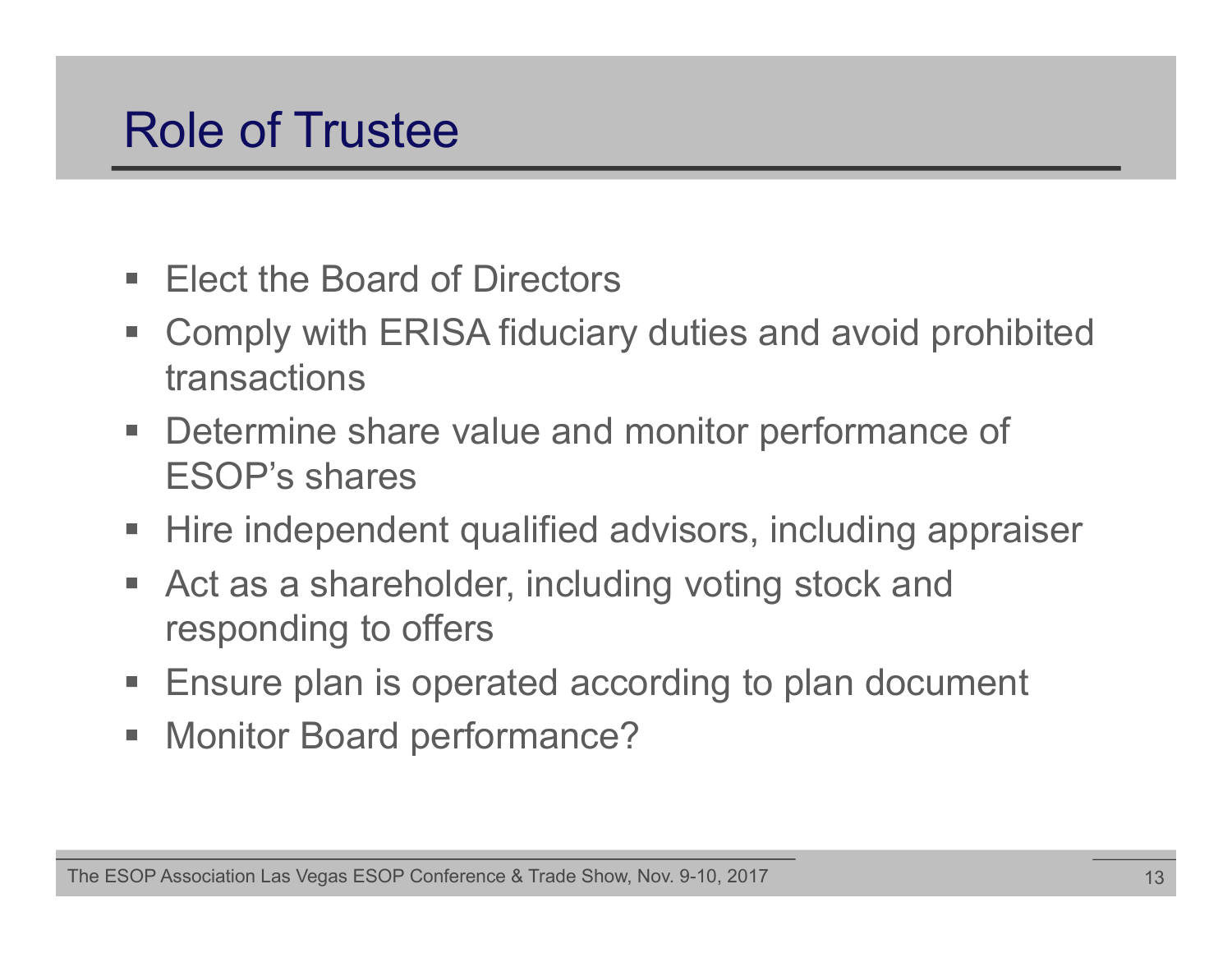# Role of Trustee

- Elect the Board of Directors
- Comply with ERISA fiduciary duties and avoid prohibited transactions
- Determine share value and monitor performance of ESOP's shares
- Hire independent qualified advisors, including appraiser
- Act as a shareholder, including voting stock and responding to offers
- Ensure plan is operated according to plan document
- Monitor Board performance?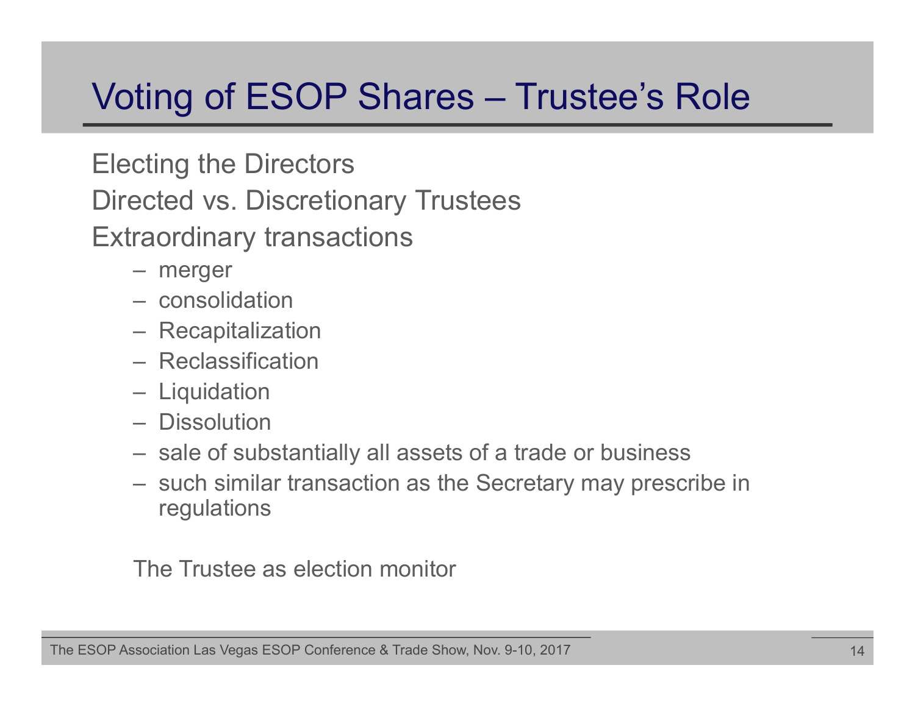# Voting of ESOP Shares – Trustee's Role

Electing the Directors

Directed vs. Discretionary Trustees

Extraordinary transactions

- merger
- consolidation
- Recapitalization
- Reclassification
- Liquidation
- Dissolution
- sale of substantially all assets of a trade or business
- such similar transaction as the Secretary may prescribe in regulations

The Trustee as election monitor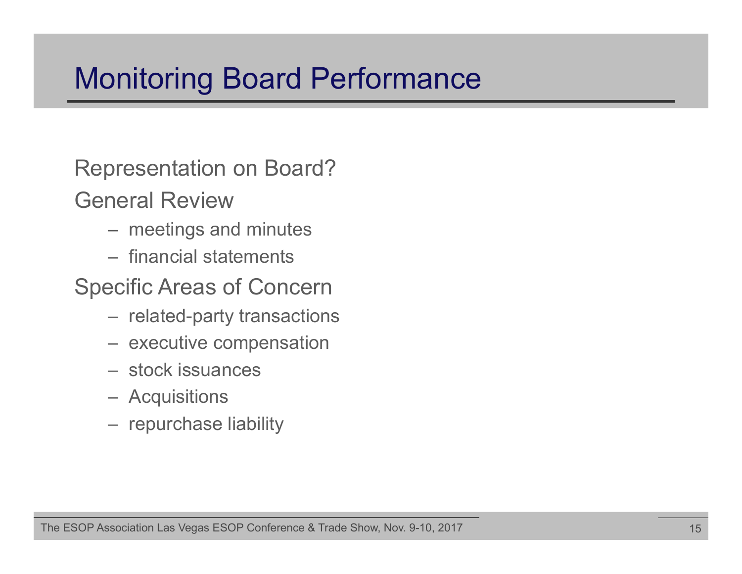# Monitoring Board Performance

Representation on Board?

General Review

- meetings and minutes
- financial statements

Specific Areas of Concern

- related-party transactions
- executive compensation
- stock issuances
- Acquisitions
- repurchase liability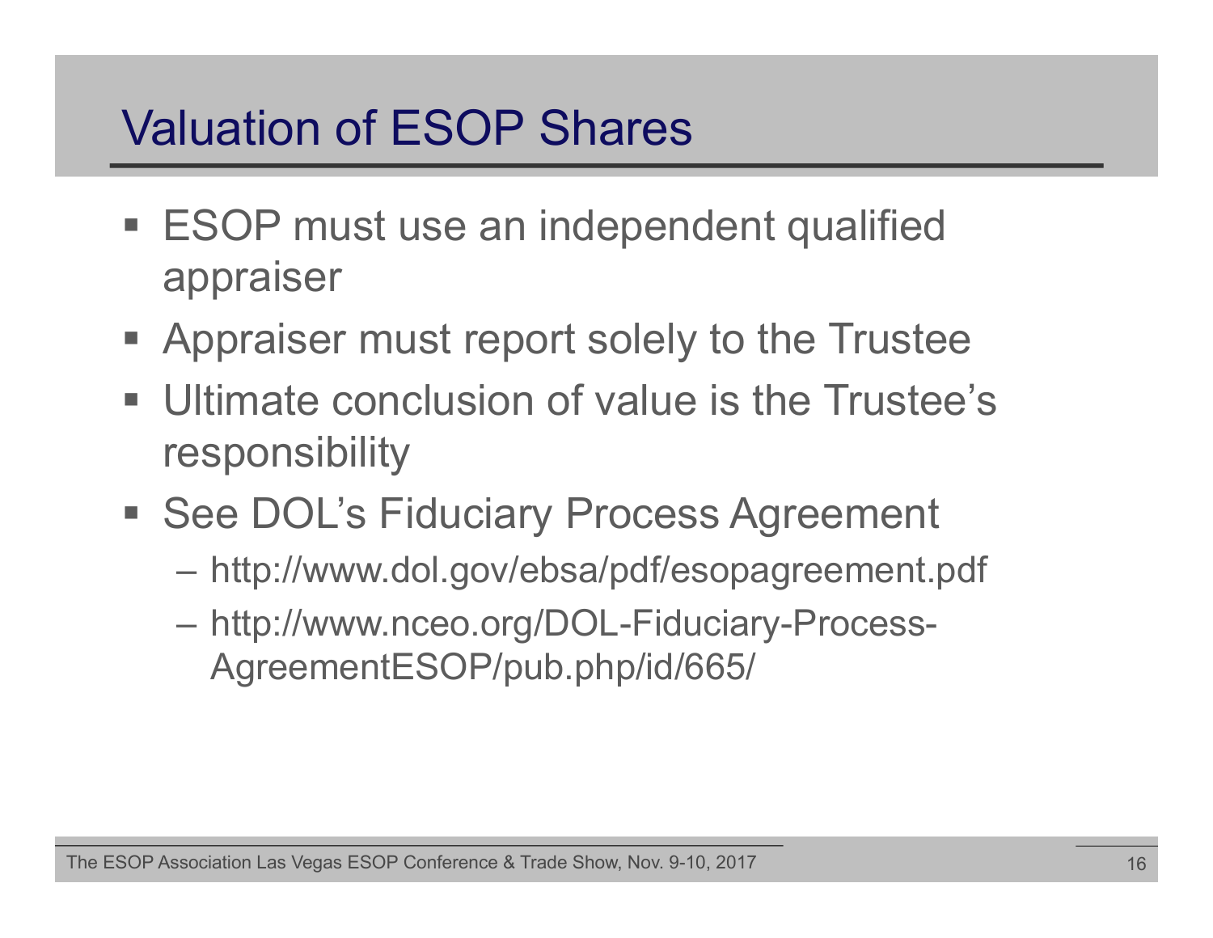# Valuation of ESOP Shares

- ESOP must use an independent qualified appraiser
- Appraiser must report solely to the Trustee
- Ultimate conclusion of value is the Trustee's responsibility
- See DOL's Fiduciary Process Agreement
  - http://www.dol.gov/ebsa/pdf/esopagreement.pdf
  - http://www.nceo.org/DOL-Fiduciary-Process-AgreementESOP/pub.php/id/665/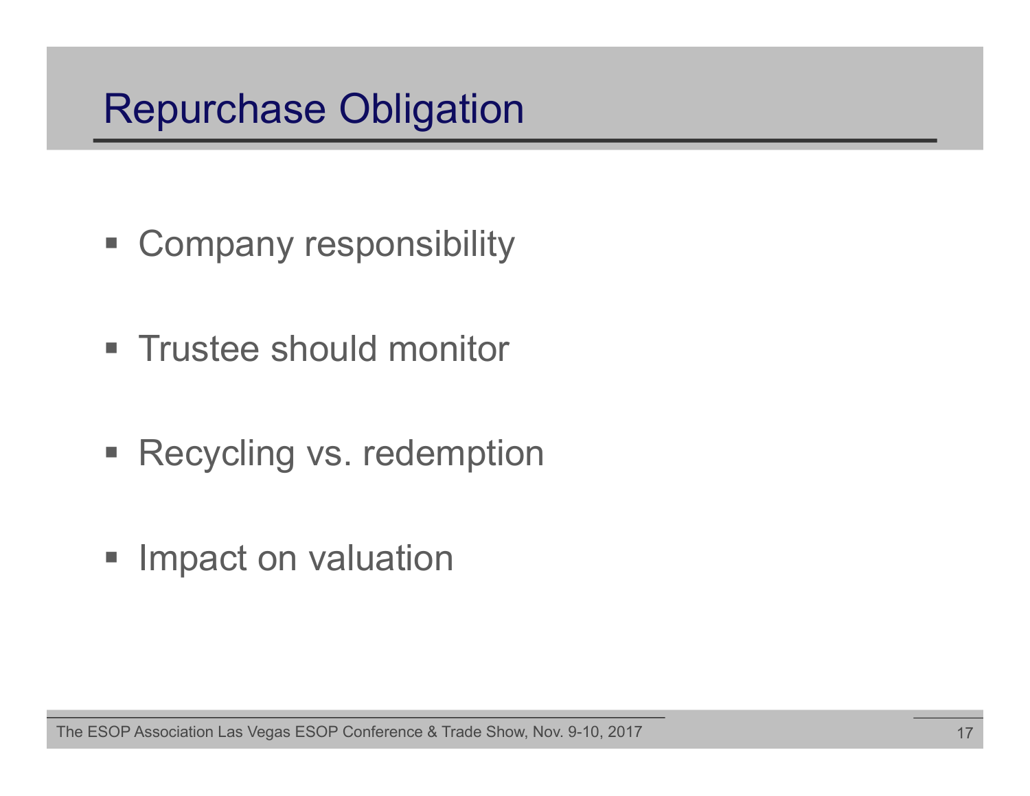# Repurchase Obligation

- Company responsibility
- Trustee should monitor
- Recycling vs. redemption
- Impact on valuation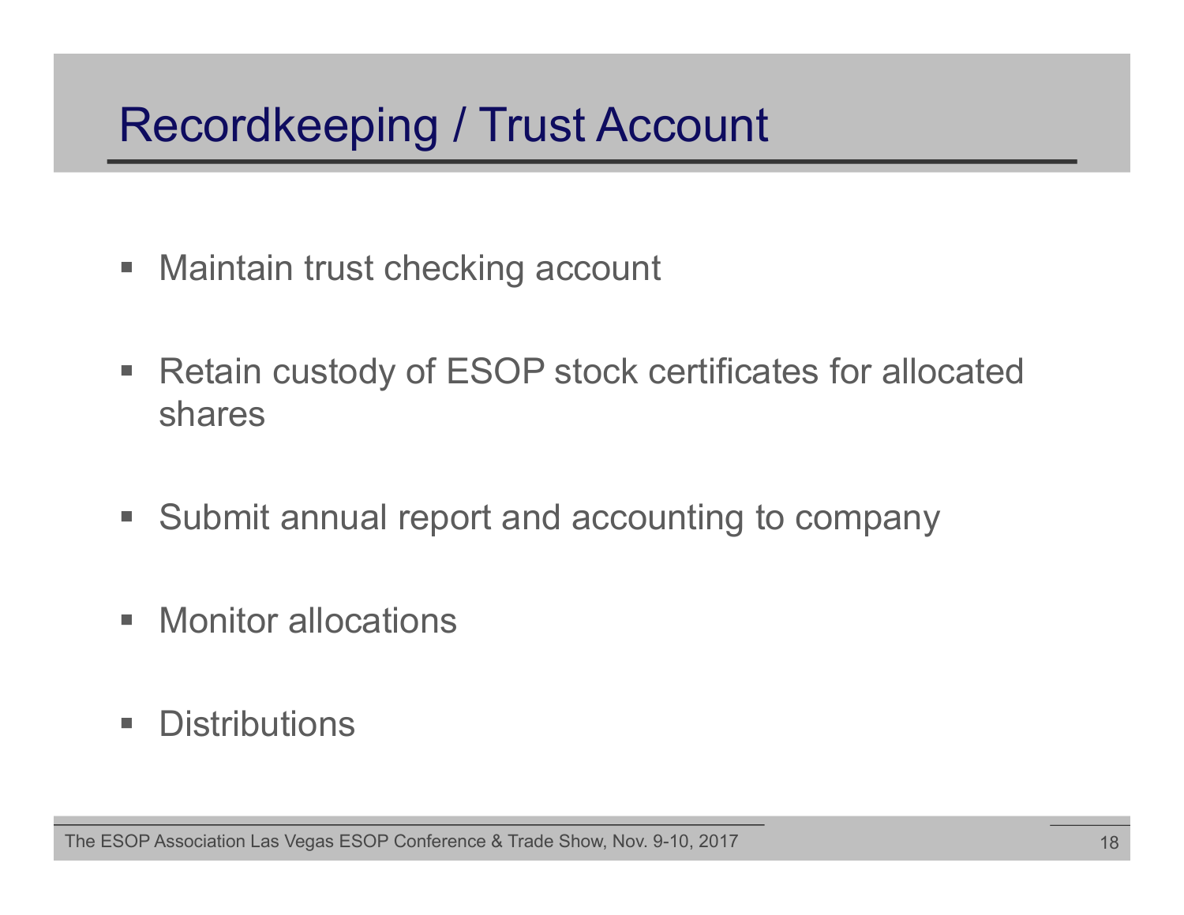# Recordkeeping / Trust Account

- Maintain trust checking account
- Retain custody of ESOP stock certificates for allocated shares
- Submit annual report and accounting to company
- Monitor allocations
- Distributions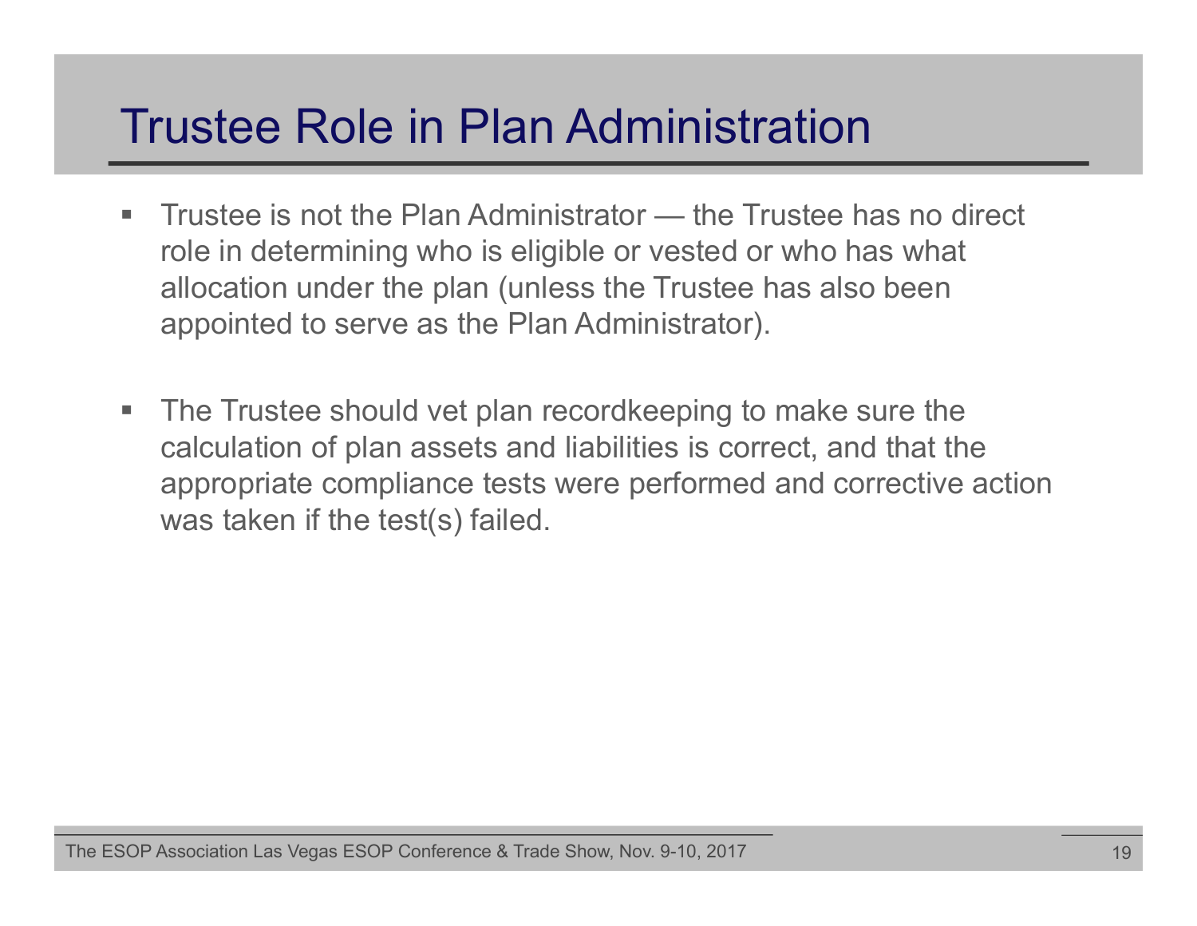# Trustee Role in Plan Administration

- Trustee is not the Plan Administrator — the Trustee has no direct role in determining who is eligible or vested or who has what allocation under the plan (unless the Trustee has also been appointed to serve as the Plan Administrator).

- The Trustee should vet plan recordkeeping to make sure the calculation of plan assets and liabilities is correct, and that the appropriate compliance tests were performed and corrective action was taken if the test(s) failed.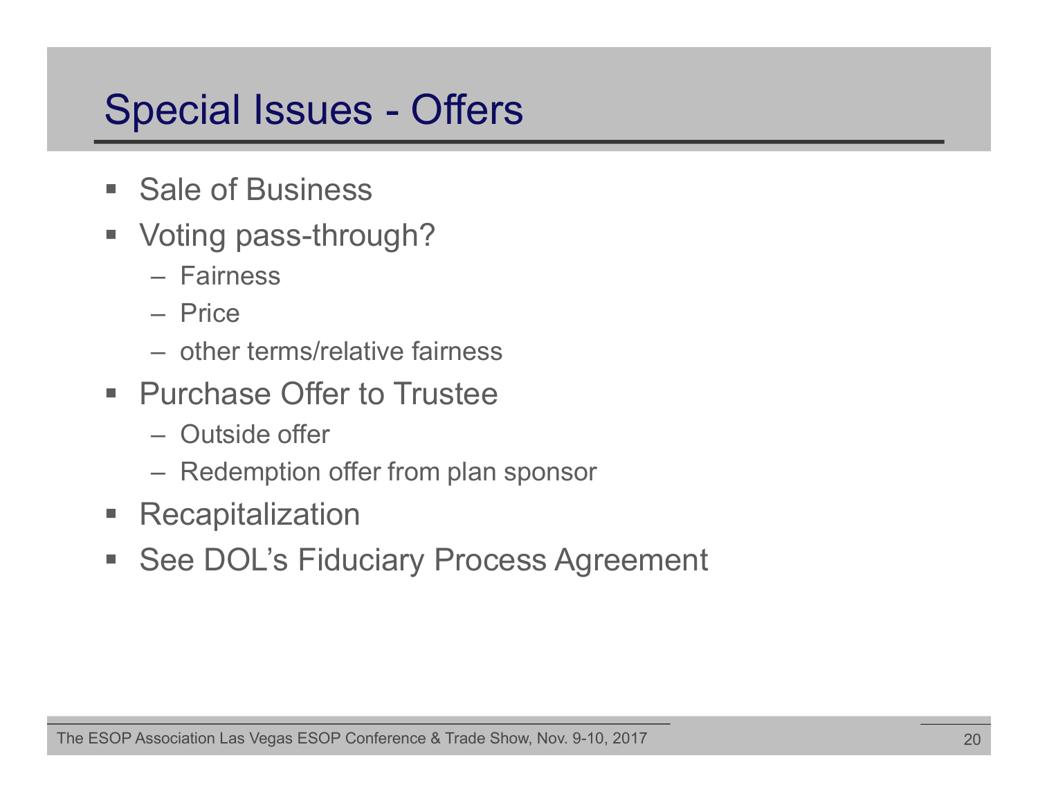# Special Issues - Offers

- Sale of Business
- Voting pass-through?
  - Fairness
  - Price
  - other terms/relative fairness
- Purchase Offer to Trustee
  - Outside offer
  - Redemption offer from plan sponsor
- Recapitalization
- See DOL's Fiduciary Process Agreement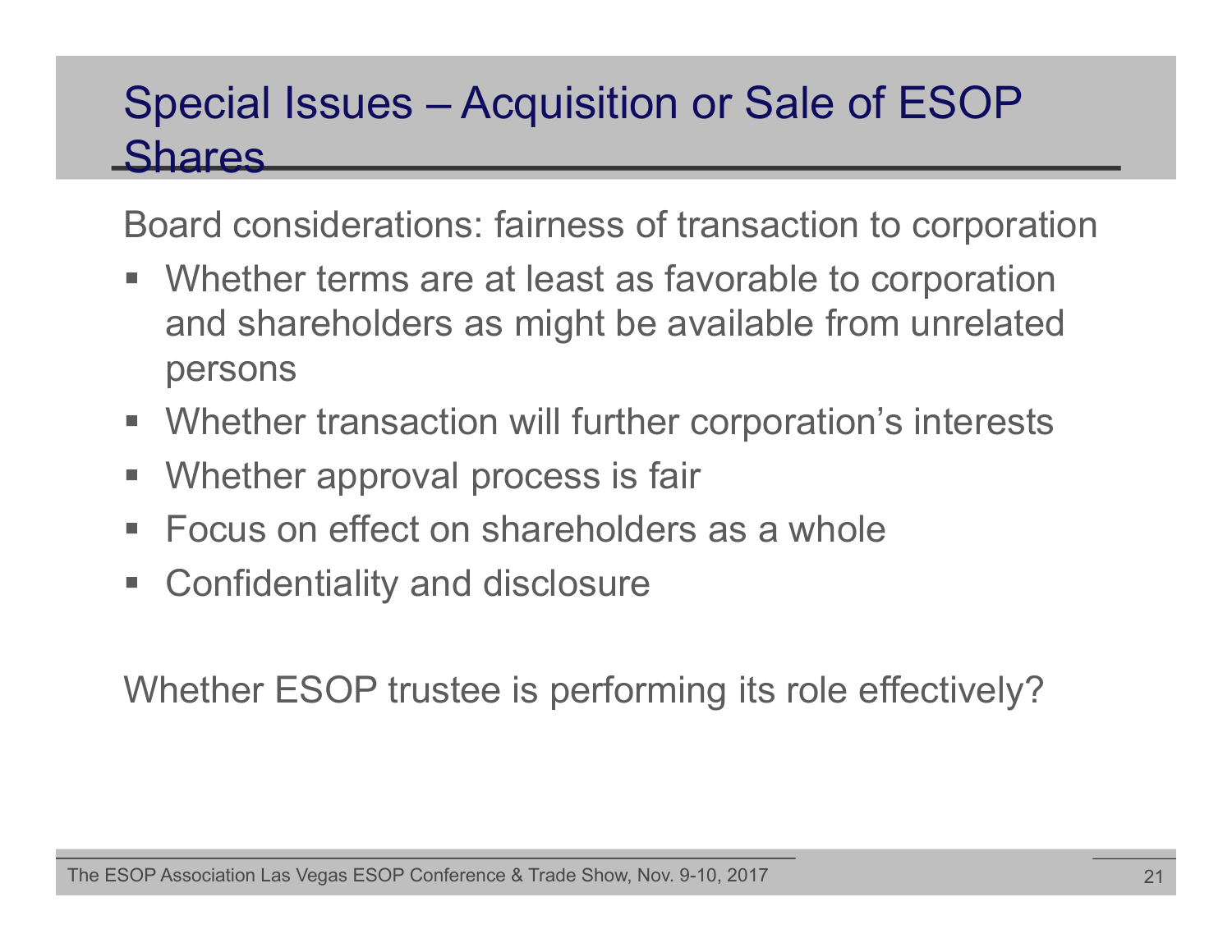# Special Issues – Acquisition or Sale of ESOP Shares

Board considerations: fairness of transaction to corporation

- Whether terms are at least as favorable to corporation and shareholders as might be available from unrelated persons
- Whether transaction will further corporation's interests
- Whether approval process is fair
- Focus on effect on shareholders as a whole
- Confidentiality and disclosure

Whether ESOP trustee is performing its role effectively?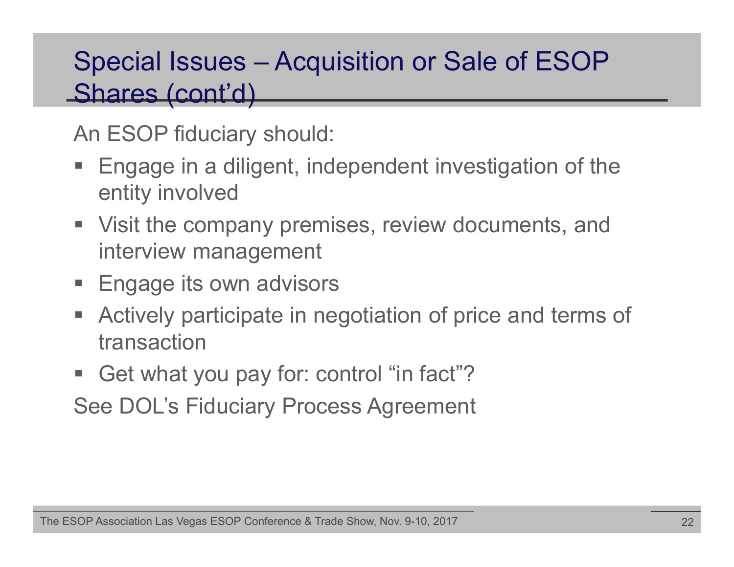# Special Issues – Acquisition or Sale of ESOP Shares (cont'd)

An ESOP fiduciary should:

- Engage in a diligent, independent investigation of the entity involved
- Visit the company premises, review documents, and interview management
- Engage its own advisors
- Actively participate in negotiation of price and terms of transaction
- Get what you pay for: control "in fact"?

See DOL's Fiduciary Process Agreement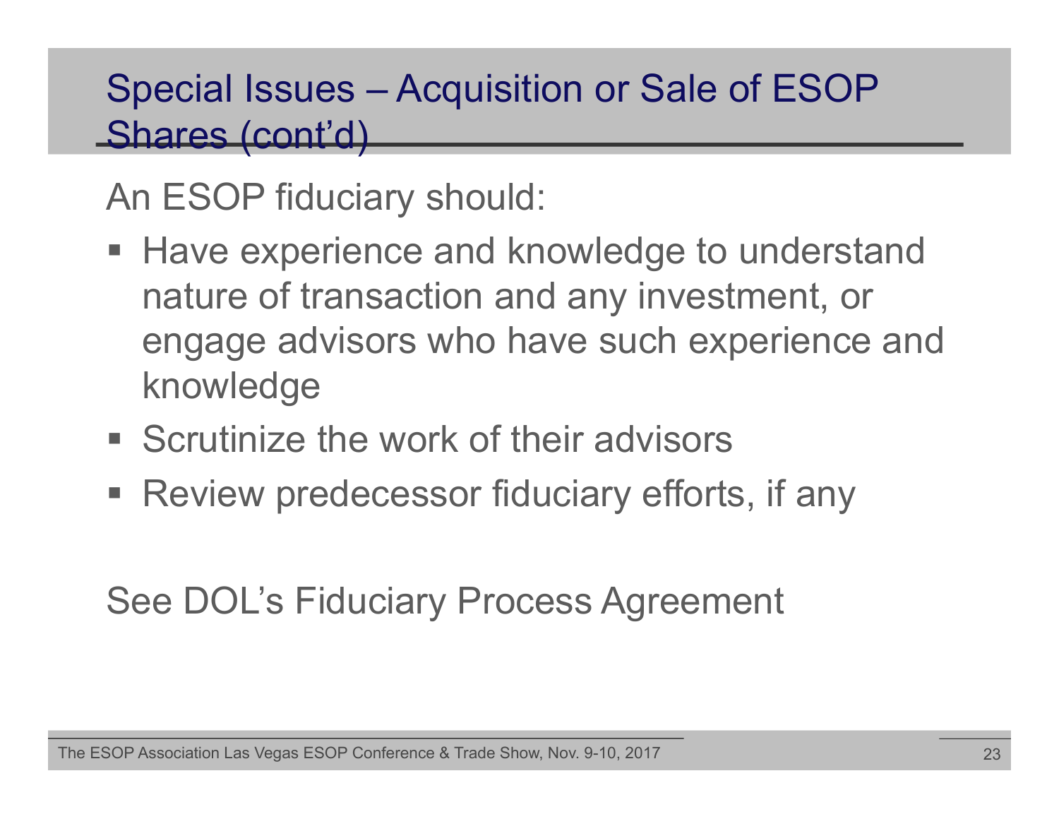# Special Issues – Acquisition or Sale of ESOP Shares (cont'd)

An ESOP fiduciary should:

- Have experience and knowledge to understand nature of transaction and any investment, or engage advisors who have such experience and knowledge
- Scrutinize the work of their advisors
- Review predecessor fiduciary efforts, if any

See DOL's Fiduciary Process Agreement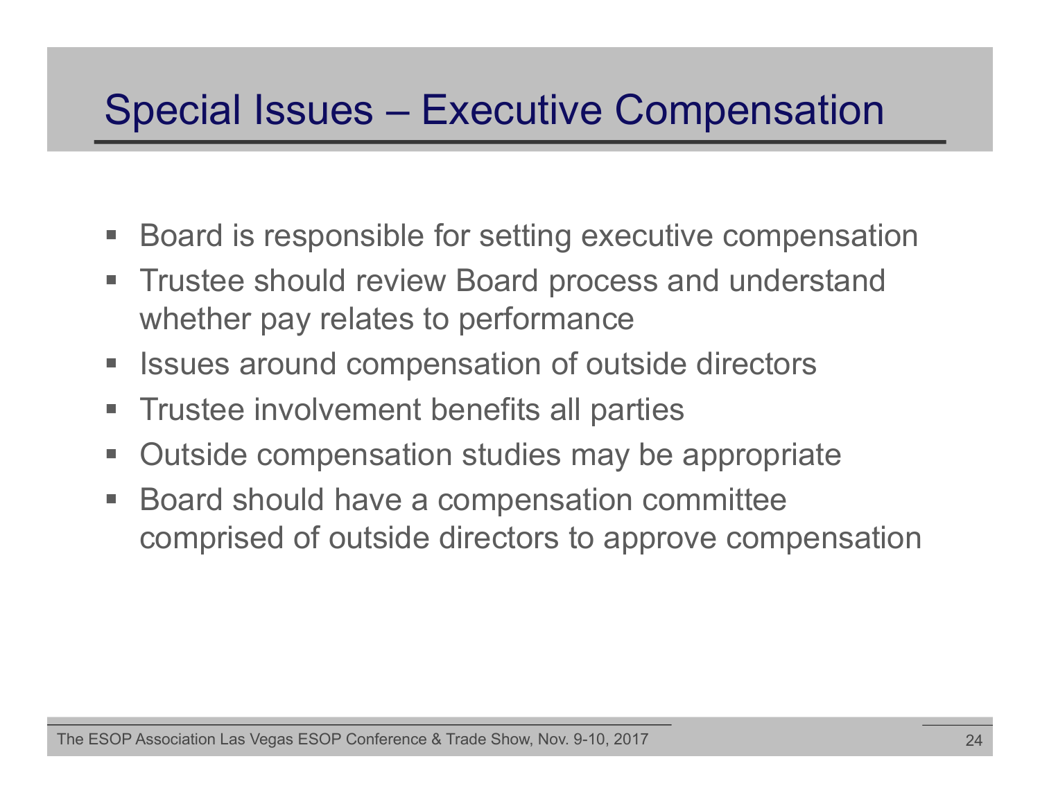# Special Issues – Executive Compensation

- Board is responsible for setting executive compensation
- Trustee should review Board process and understand whether pay relates to performance
- Issues around compensation of outside directors
- Trustee involvement benefits all parties
- Outside compensation studies may be appropriate
- Board should have a compensation committee comprised of outside directors to approve compensation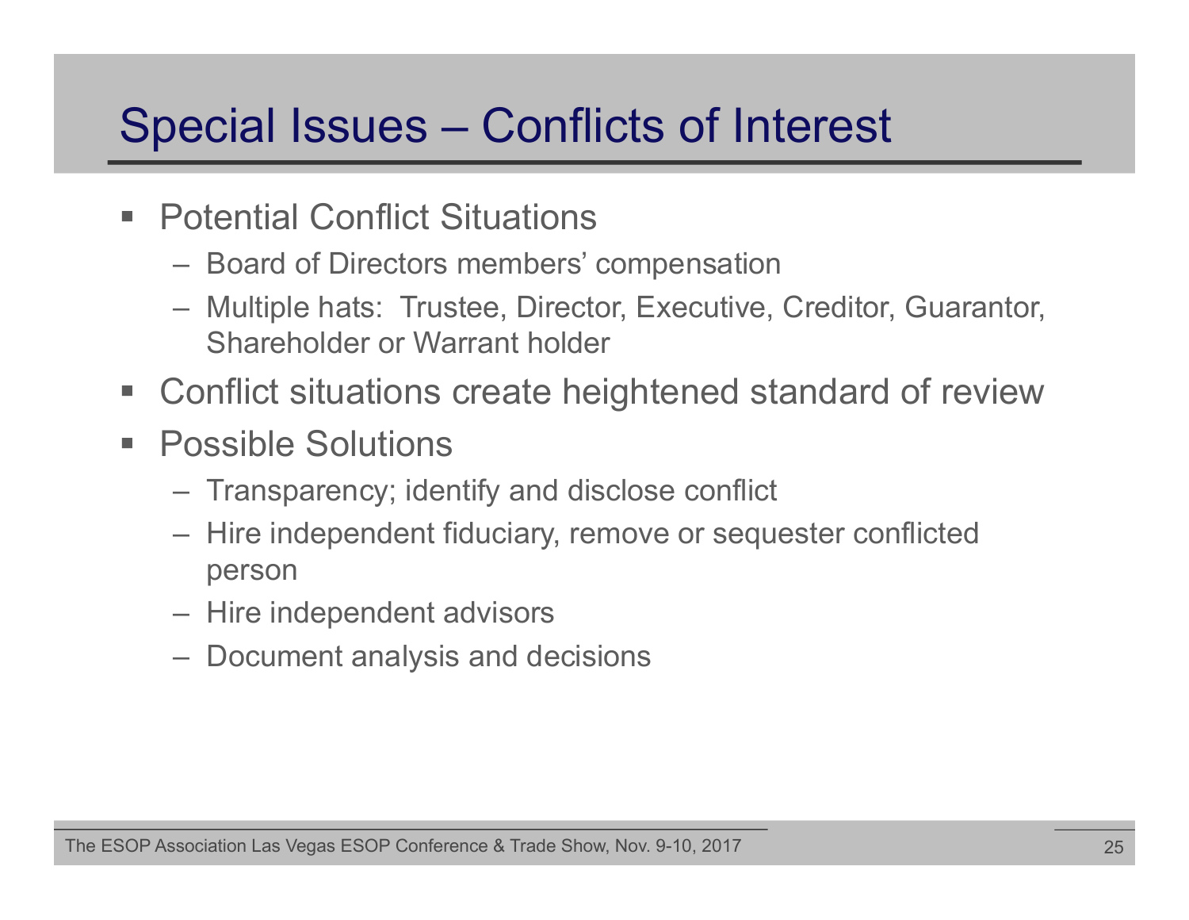# Special Issues – Conflicts of Interest

- Potential Conflict Situations
  - Board of Directors members' compensation
  - Multiple hats: Trustee, Director, Executive, Creditor, Guarantor, Shareholder or Warrant holder
- Conflict situations create heightened standard of review
- Possible Solutions
  - Transparency; identify and disclose conflict
  - Hire independent fiduciary, remove or sequester conflicted person
  - Hire independent advisors
  - Document analysis and decisions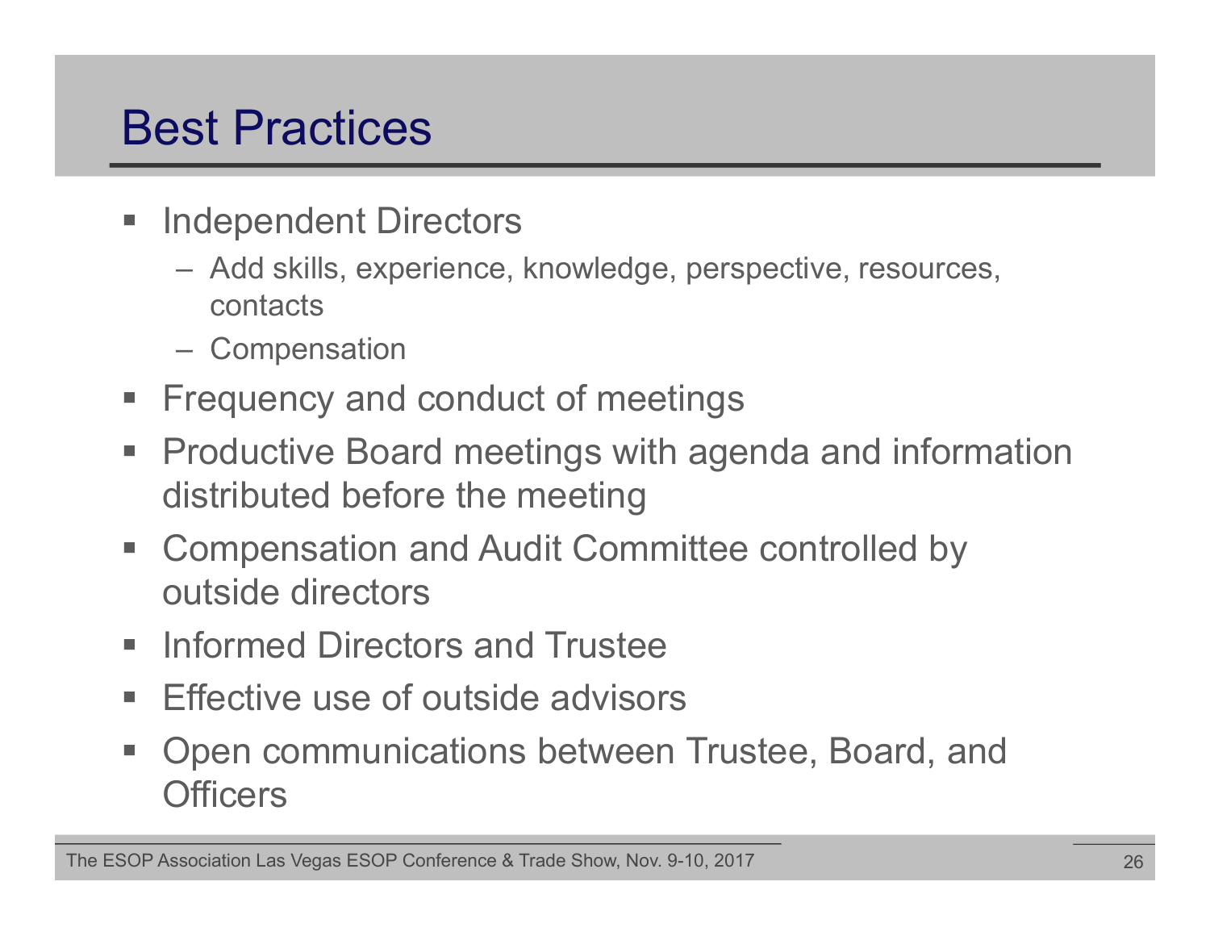# Best Practices

- Independent Directors
  - Add skills, experience, knowledge, perspective, resources, contacts
  - Compensation
- Frequency and conduct of meetings
- Productive Board meetings with agenda and information distributed before the meeting
- Compensation and Audit Committee controlled by outside directors
- Informed Directors and Trustee
- Effective use of outside advisors
- Open communications between Trustee, Board, and Officers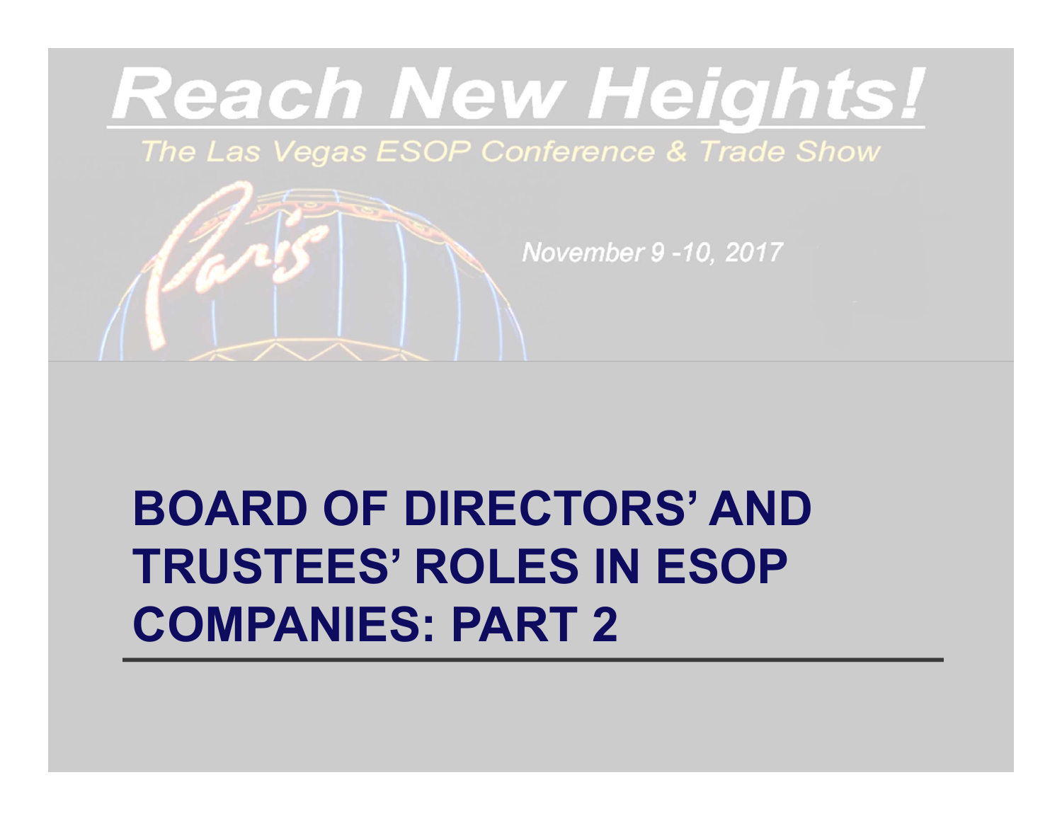# Reach New Heights!

The Las Vegas ESOP Conference & Trade Show

November 9 -10, 2017

# BOARD OF DIRECTORS' AND TRUSTEES' ROLES IN ESOP COMPANIES: PART 2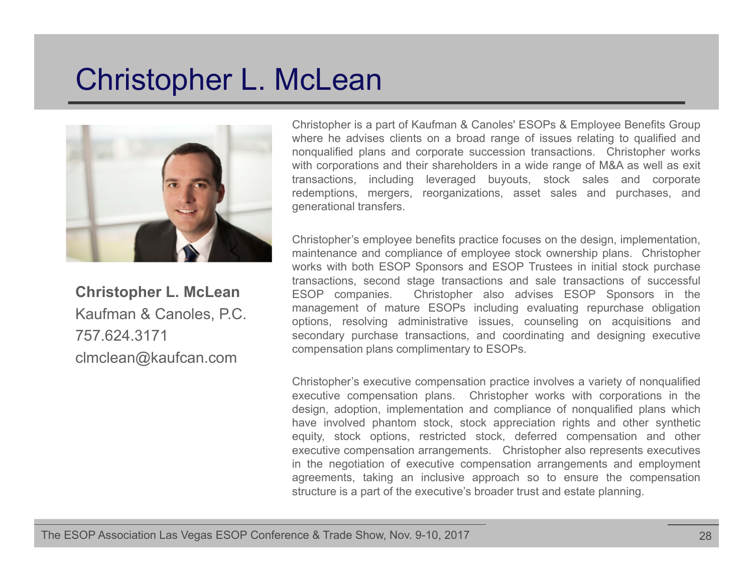# Christopher L. McLean

**Christopher L. McLean**
Kaufman & Canoles, P.C.
757.624.3171
clmclean@kaufcan.com

Christopher is a part of Kaufman & Canoles' ESOPs & Employee Benefits Group where he advises clients on a broad range of issues relating to qualified and nonqualified plans and corporate succession transactions. Christopher works with corporations and their shareholders in a wide range of M&A as well as exit transactions, including leveraged buyouts, stock sales and corporate redemptions, mergers, reorganizations, asset sales and purchases, and generational transfers.

Christopher's employee benefits practice focuses on the design, implementation, maintenance and compliance of employee stock ownership plans. Christopher works with both ESOP Sponsors and ESOP Trustees in initial stock purchase transactions, second stage transactions and sale transactions of successful ESOP companies. Christopher also advises ESOP Sponsors in the management of mature ESOPs including evaluating repurchase obligation options, resolving administrative issues, counseling on acquisitions and secondary purchase transactions, and coordinating and designing executive compensation plans complimentary to ESOPs.

Christopher's executive compensation practice involves a variety of nonqualified executive compensation plans. Christopher works with corporations in the design, adoption, implementation and compliance of nonqualified plans which have involved phantom stock, stock appreciation rights and other synthetic equity, stock options, restricted stock, deferred compensation and other executive compensation arrangements. Christopher also represents executives in the negotiation of executive compensation arrangements and employment agreements, taking an inclusive approach so to ensure the compensation structure is a part of the executive's broader trust and estate planning.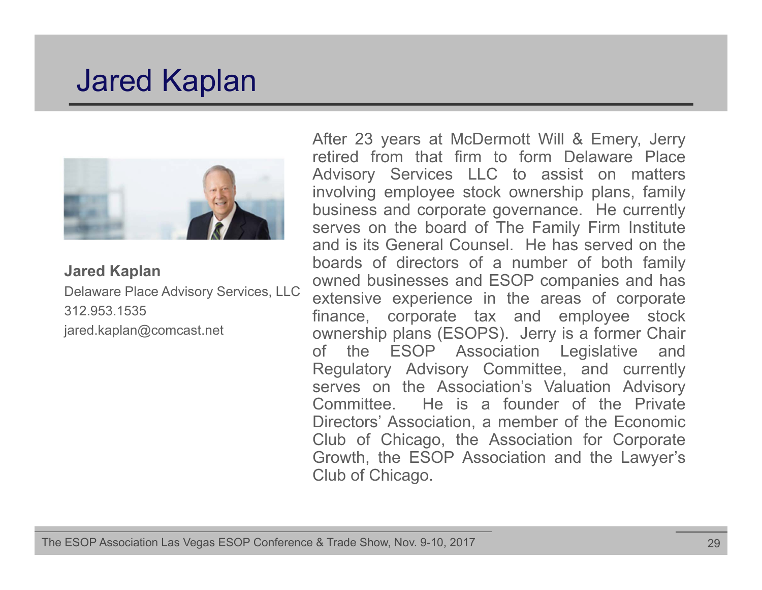# Jared Kaplan

**Jared Kaplan**

Delaware Place Advisory Services, LLC

312.953.1535

jared.kaplan@comcast.net

After 23 years at McDermott Will & Emery, Jerry retired from that firm to form Delaware Place Advisory Services LLC to assist on matters involving employee stock ownership plans, family business and corporate governance. He currently serves on the board of The Family Firm Institute and is its General Counsel. He has served on the boards of directors of a number of both family owned businesses and ESOP companies and has extensive experience in the areas of corporate finance, corporate tax and employee stock ownership plans (ESOPS). Jerry is a former Chair of the ESOP Association Legislative and Regulatory Advisory Committee, and currently serves on the Association's Valuation Advisory Committee. He is a founder of the Private Directors' Association, a member of the Economic Club of Chicago, the Association for Corporate Growth, the ESOP Association and the Lawyer's Club of Chicago.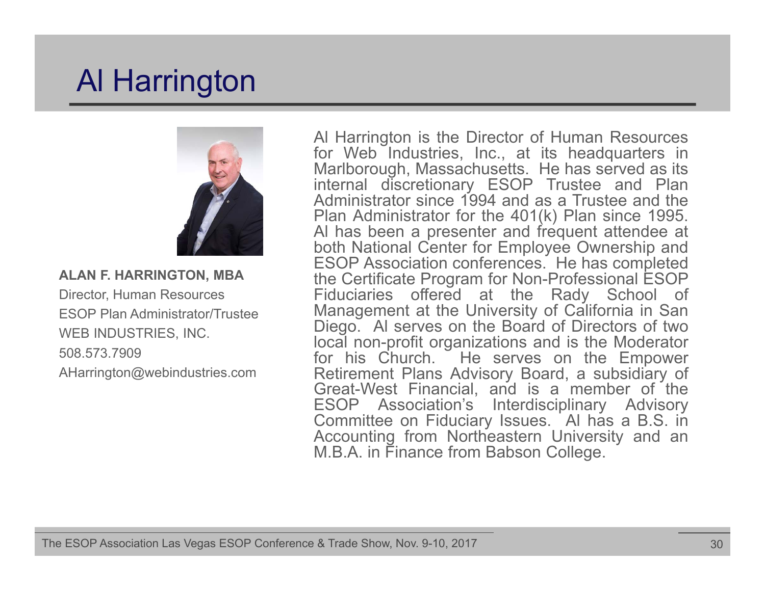# Al Harrington

**ALAN F. HARRINGTON, MBA**

Director, Human Resources

ESOP Plan Administrator/Trustee

WEB INDUSTRIES, INC.

508.573.7909

AHarrington@webindustries.com

Al Harrington is the Director of Human Resources for Web Industries, Inc., at its headquarters in Marlborough, Massachusetts. He has served as its internal discretionary ESOP Trustee and Plan Administrator since 1994 and as a Trustee and the Plan Administrator for the 401(k) Plan since 1995. Al has been a presenter and frequent attendee at both National Center for Employee Ownership and ESOP Association conferences. He has completed the Certificate Program for Non-Professional ESOP Fiduciaries offered at the Rady School of Management at the University of California in San Diego. Al serves on the Board of Directors of two local non-profit organizations and is the Moderator for his Church. He serves on the Empower Retirement Plans Advisory Board, a subsidiary of Great-West Financial, and is a member of the ESOP Association's Interdisciplinary Advisory Committee on Fiduciary Issues. Al has a B.S. in Accounting from Northeastern University and an M.B.A. in Finance from Babson College.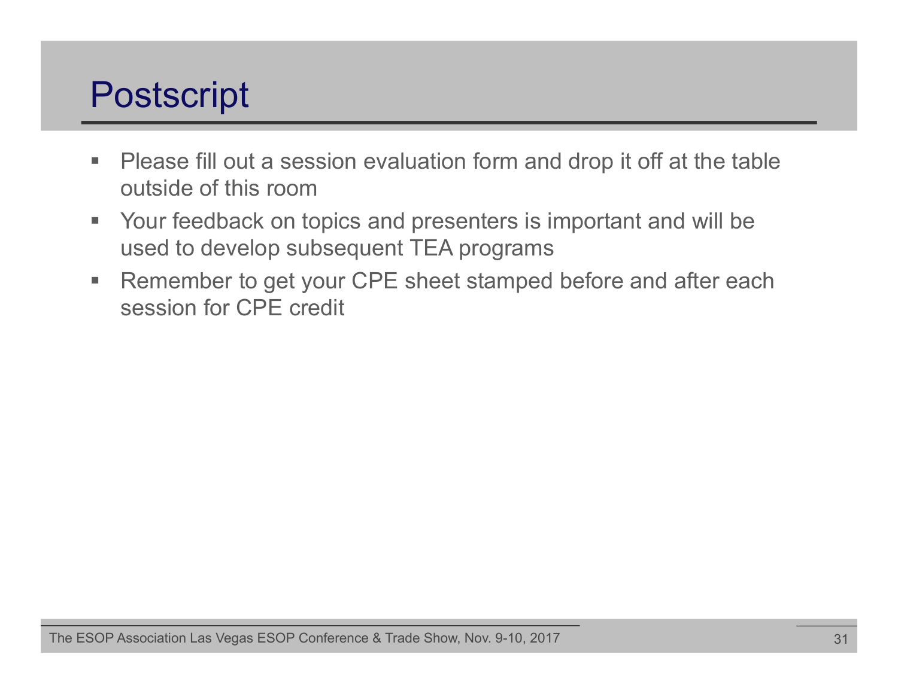# Postscript

- Please fill out a session evaluation form and drop it off at the table outside of this room
- Your feedback on topics and presenters is important and will be used to develop subsequent TEA programs
- Remember to get your CPE sheet stamped before and after each session for CPE credit